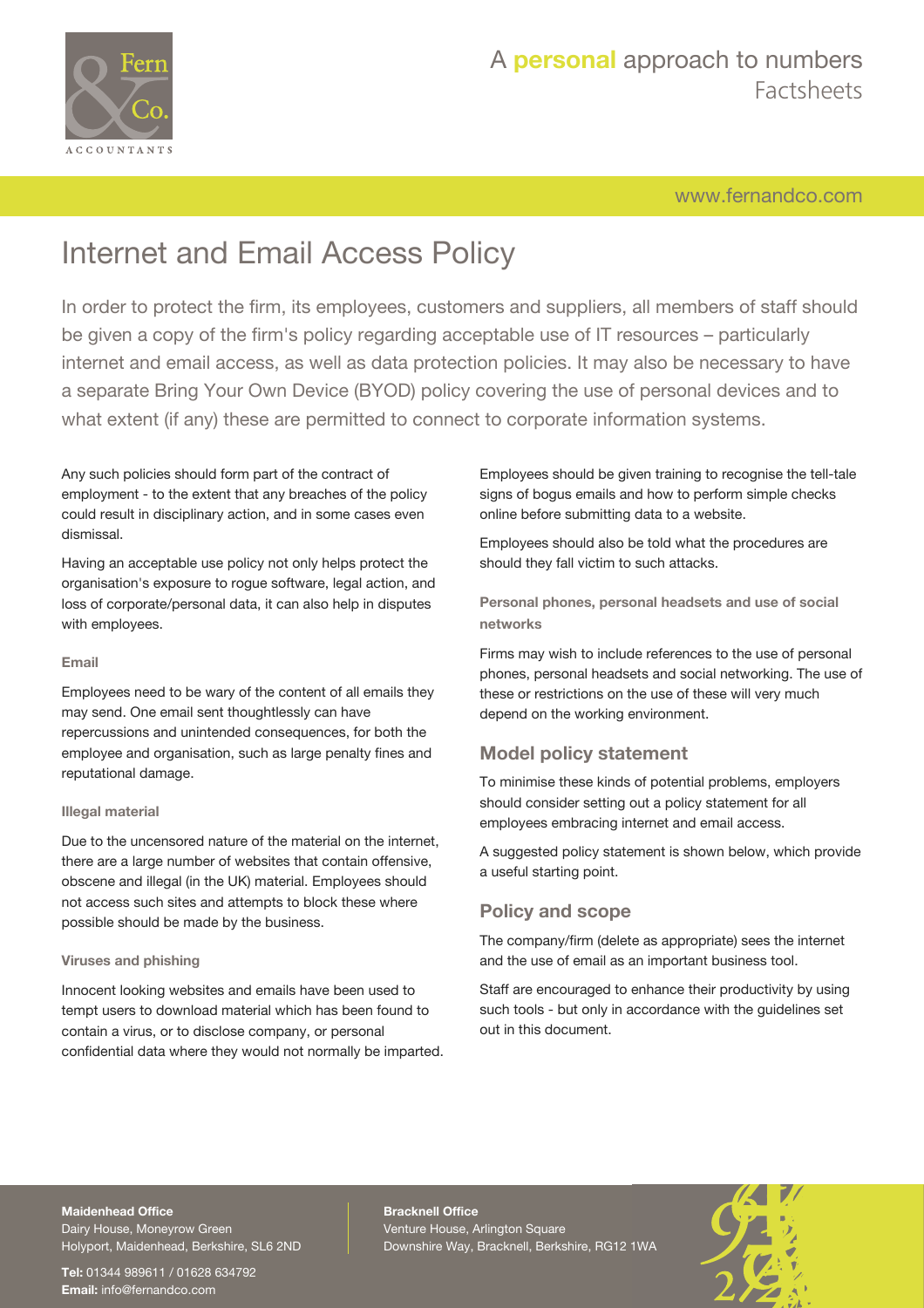# Internet and Email Access Policy

In order to protect the firm, its employees, customers and suppliers, all members of staff should be given a copy of the firm's policy regarding acceptable use of IT resources – particularly internet and email access, as well as data protection policies. It may also be necessary to have a separate Bring Your Own Device (BYOD) policy covering the use of personal devices and to what extent (if any) these are permitted to connect to corporate information systems.

Any such policies should form part of the contract of employment - to the extent that any breaches of the policy could result in disciplinary action, and in some cases even dismissal.

Having an acceptable use policy not only helps protect the organisation's exposure to rogue software, legal action, and loss of corporate/personal data, it can also help in disputes with employees.

#### Email

Employees need to be wary of the content of all emails they may send. One email sent thoughtlessly can have repercussions and unintended consequences, for both the employee and organisation, such as large penalty fines and reputational damage.

#### Illegal material

Due to the uncensored nature of the material on the internet, there are a large number of websites that contain offensive, obscene and illegal (in the UK) material. Employees should not access such sites and attempts to block these where possible should be made by the business.

#### Viruses and phishing

Innocent looking websites and emails have been used to tempt users to download material which has been found to contain a virus, or to disclose company, or personal confidential data where they would not normally be imparted.

Employees should be given training to recognise the tell-tale signs of bogus emails and how to perform simple checks online before submitting data to a website.

Employees should also be told what the procedures are should they fall victim to such attacks.

#### Personal phones, personal headsets and use of social networks

Firms may wish to include references to the use of personal phones, personal headsets and social networking. The use of these or restrictions on the use of these will very much depend on the working environment.

## Model policy statement

To minimise these kinds of potential problems, employers should consider setting out a policy statement for all employees embracing internet and email access.

A suggested policy statement is shown below, which provide a useful starting point.

## Policy and scope

The company/firm (delete as appropriate) sees the internet and the use of email as an important business tool.

Staff are encouraged to enhance their productivity by using such tools - but only in accordance with the guidelines set out in this document.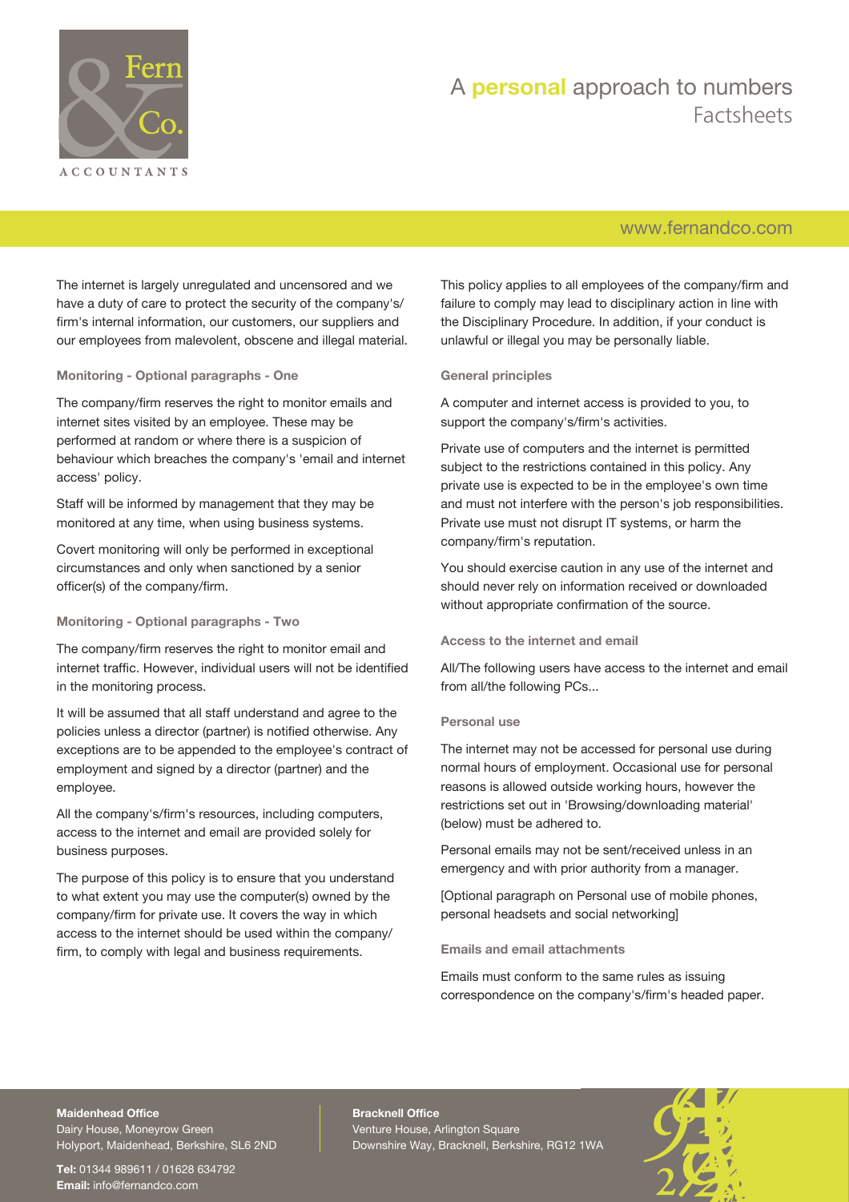The internet is largely unregulated and uncensored and we have a duty of care to protect the security of the company's/firm's internal information, our customers, our suppliers and our employees from malevolent, obscene and illegal material.

### Monitoring - Optional paragraphs - One

The company/firm reserves the right to monitor emails and internet sites visited by an employee. These may be performed at random or where there is a suspicion of behaviour which breaches the company's 'email and internet access' policy.

Staff will be informed by management that they may be monitored at any time, when using business systems.

Covert monitoring will only be performed in exceptional circumstances and only when sanctioned by a senior officer(s) of the company/firm.

### Monitoring - Optional paragraphs - Two

The company/firm reserves the right to monitor email and internet traffic. However, individual users will not be identified in the monitoring process.

It will be assumed that all staff understand and agree to the policies unless a director (partner) is notified otherwise. Any exceptions are to be appended to the employee's contract of employment and signed by a director (partner) and the employee.

All the company's/firm's resources, including computers, access to the internet and email are provided solely for business purposes.

The purpose of this policy is to ensure that you understand to what extent you may use the computer(s) owned by the company/firm for private use. It covers the way in which access to the internet should be used within the company/firm, to comply with legal and business requirements.

This policy applies to all employees of the company/firm and failure to comply may lead to disciplinary action in line with the Disciplinary Procedure. In addition, if your conduct is unlawful or illegal you may be personally liable.

### General principles

A computer and internet access is provided to you, to support the company's/firm's activities.

Private use of computers and the internet is permitted subject to the restrictions contained in this policy. Any private use is expected to be in the employee's own time and must not interfere with the person's job responsibilities. Private use must not disrupt IT systems, or harm the company/firm's reputation.

You should exercise caution in any use of the internet and should never rely on information received or downloaded without appropriate confirmation of the source.

### Access to the internet and email

All/The following users have access to the internet and email from all/the following PCs...

### Personal use

The internet may not be accessed for personal use during normal hours of employment. Occasional use for personal reasons is allowed outside working hours, however the restrictions set out in 'Browsing/downloading material' (below) must be adhered to.

Personal emails may not be sent/received unless in an emergency and with prior authority from a manager.

[Optional paragraph on Personal use of mobile phones, personal headsets and social networking]

### Emails and email attachments

Emails must conform to the same rules as issuing correspondence on the company's/firm's headed paper.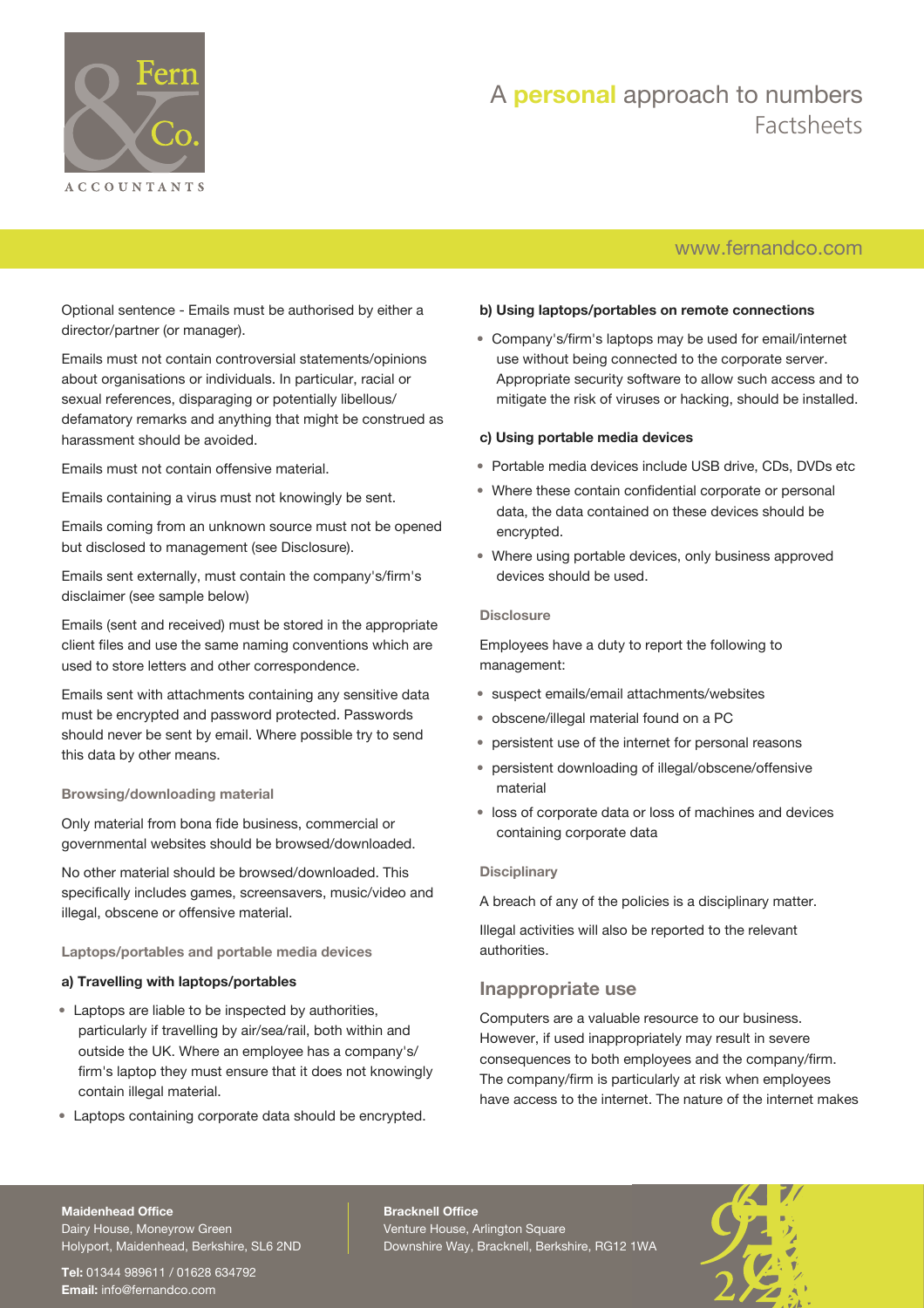Optional sentence - Emails must be authorised by either a director/partner (or manager).

Emails must not contain controversial statements/opinions about organisations or individuals. In particular, racial or sexual references, disparaging or potentially libellous/ defamatory remarks and anything that might be construed as harassment should be avoided.

Emails must not contain offensive material.

Emails containing a virus must not knowingly be sent.

Emails coming from an unknown source must not be opened but disclosed to management (see Disclosure).

Emails sent externally, must contain the company's/firm's disclaimer (see sample below)

Emails (sent and received) must be stored in the appropriate client files and use the same naming conventions which are used to store letters and other correspondence.

Emails sent with attachments containing any sensitive data must be encrypted and password protected. Passwords should never be sent by email. Where possible try to send this data by other means.

### Browsing/downloading material

Only material from bona fide business, commercial or governmental websites should be browsed/downloaded.

No other material should be browsed/downloaded. This specifically includes games, screensavers, music/video and illegal, obscene or offensive material.

### Laptops/portables and portable media devices

**a) Travelling with laptops/portables**

- Laptops are liable to be inspected by authorities, particularly if travelling by air/sea/rail, both within and outside the UK. Where an employee has a company's/ firm's laptop they must ensure that it does not knowingly contain illegal material.
- Laptops containing corporate data should be encrypted.

**b) Using laptops/portables on remote connections**

- Company's/firm's laptops may be used for email/internet use without being connected to the corporate server. Appropriate security software to allow such access and to mitigate the risk of viruses or hacking, should be installed.

**c) Using portable media devices**

- Portable media devices include USB drive, CDs, DVDs etc
- Where these contain confidential corporate or personal data, the data contained on these devices should be encrypted.
- Where using portable devices, only business approved devices should be used.

### Disclosure

Employees have a duty to report the following to management:

- suspect emails/email attachments/websites
- obscene/illegal material found on a PC
- persistent use of the internet for personal reasons
- persistent downloading of illegal/obscene/offensive material
- loss of corporate data or loss of machines and devices containing corporate data

### Disciplinary

A breach of any of the policies is a disciplinary matter.

Illegal activities will also be reported to the relevant authorities.

## Inappropriate use

Computers are a valuable resource to our business. However, if used inappropriately may result in severe consequences to both employees and the company/firm. The company/firm is particularly at risk when employees have access to the internet. The nature of the internet makes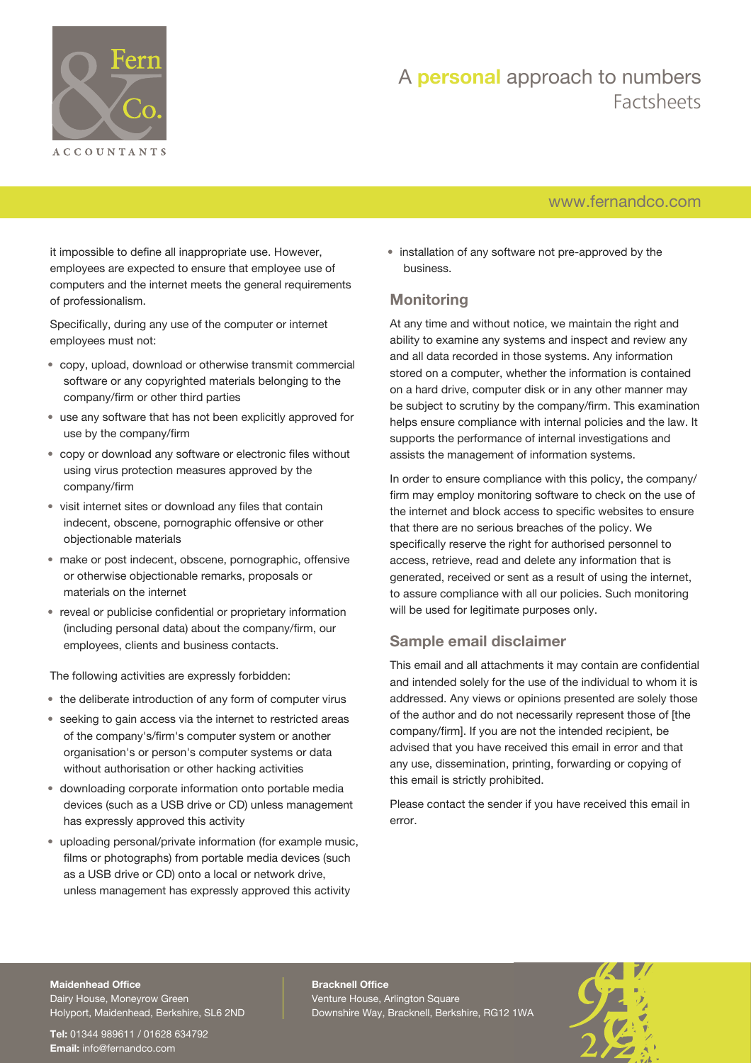it impossible to define all inappropriate use. However, employees are expected to ensure that employee use of computers and the internet meets the general requirements of professionalism.

Specifically, during any use of the computer or internet employees must not:

- copy, upload, download or otherwise transmit commercial software or any copyrighted materials belonging to the company/firm or other third parties
- use any software that has not been explicitly approved for use by the company/firm
- copy or download any software or electronic files without using virus protection measures approved by the company/firm
- visit internet sites or download any files that contain indecent, obscene, pornographic offensive or other objectionable materials
- make or post indecent, obscene, pornographic, offensive or otherwise objectionable remarks, proposals or materials on the internet
- reveal or publicise confidential or proprietary information (including personal data) about the company/firm, our employees, clients and business contacts.

The following activities are expressly forbidden:

- the deliberate introduction of any form of computer virus
- seeking to gain access via the internet to restricted areas of the company's/firm's computer system or another organisation's or person's computer systems or data without authorisation or other hacking activities
- downloading corporate information onto portable media devices (such as a USB drive or CD) unless management has expressly approved this activity
- uploading personal/private information (for example music, films or photographs) from portable media devices (such as a USB drive or CD) onto a local or network drive, unless management has expressly approved this activity
- installation of any software not pre-approved by the business.

## Monitoring

At any time and without notice, we maintain the right and ability to examine any systems and inspect and review any and all data recorded in those systems. Any information stored on a computer, whether the information is contained on a hard drive, computer disk or in any other manner may be subject to scrutiny by the company/firm. This examination helps ensure compliance with internal policies and the law. It supports the performance of internal investigations and assists the management of information systems.

In order to ensure compliance with this policy, the company/firm may employ monitoring software to check on the use of the internet and block access to specific websites to ensure that there are no serious breaches of the policy. We specifically reserve the right for authorised personnel to access, retrieve, read and delete any information that is generated, received or sent as a result of using the internet, to assure compliance with all our policies. Such monitoring will be used for legitimate purposes only.

## Sample email disclaimer

This email and all attachments it may contain are confidential and intended solely for the use of the individual to whom it is addressed. Any views or opinions presented are solely those of the author and do not necessarily represent those of [the company/firm]. If you are not the intended recipient, be advised that you have received this email in error and that any use, dissemination, printing, forwarding or copying of this email is strictly prohibited.

Please contact the sender if you have received this email in error.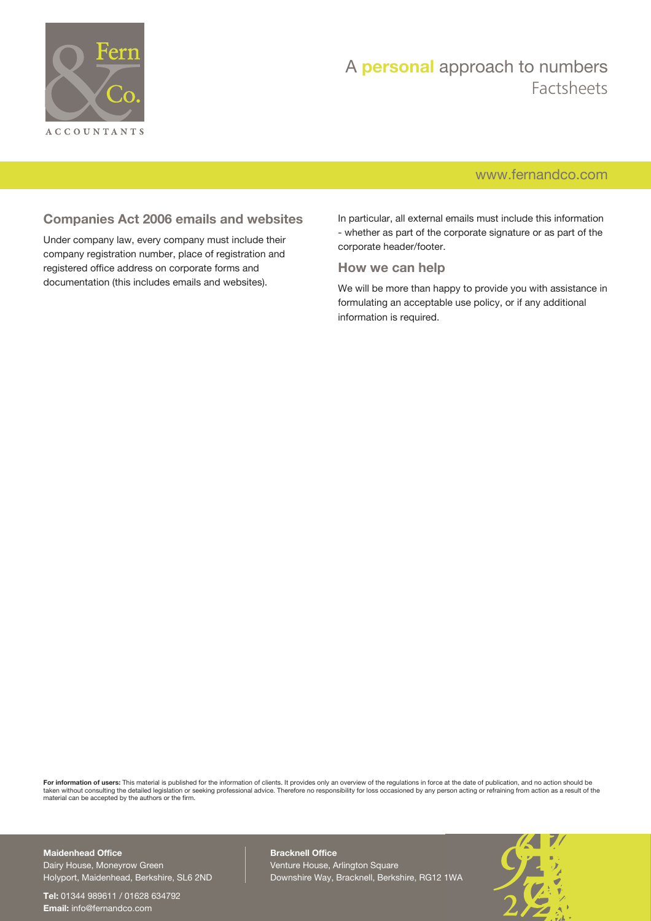## Companies Act 2006 emails and websites

Under company law, every company must include their company registration number, place of registration and registered office address on corporate forms and documentation (this includes emails and websites).

In particular, all external emails must include this information - whether as part of the corporate signature or as part of the corporate header/footer.

### How we can help

We will be more than happy to provide you with assistance in formulating an acceptable use policy, or if any additional information is required.

**For information of users:** This material is published for the information of clients. It provides only an overview of the regulations in force at the date of publication, and no action should be taken without consulting the detailed legislation or seeking professional advice. Therefore no responsibility for loss occasioned by any person acting or refraining from action as a result of the material can be accepted by the authors or the firm.